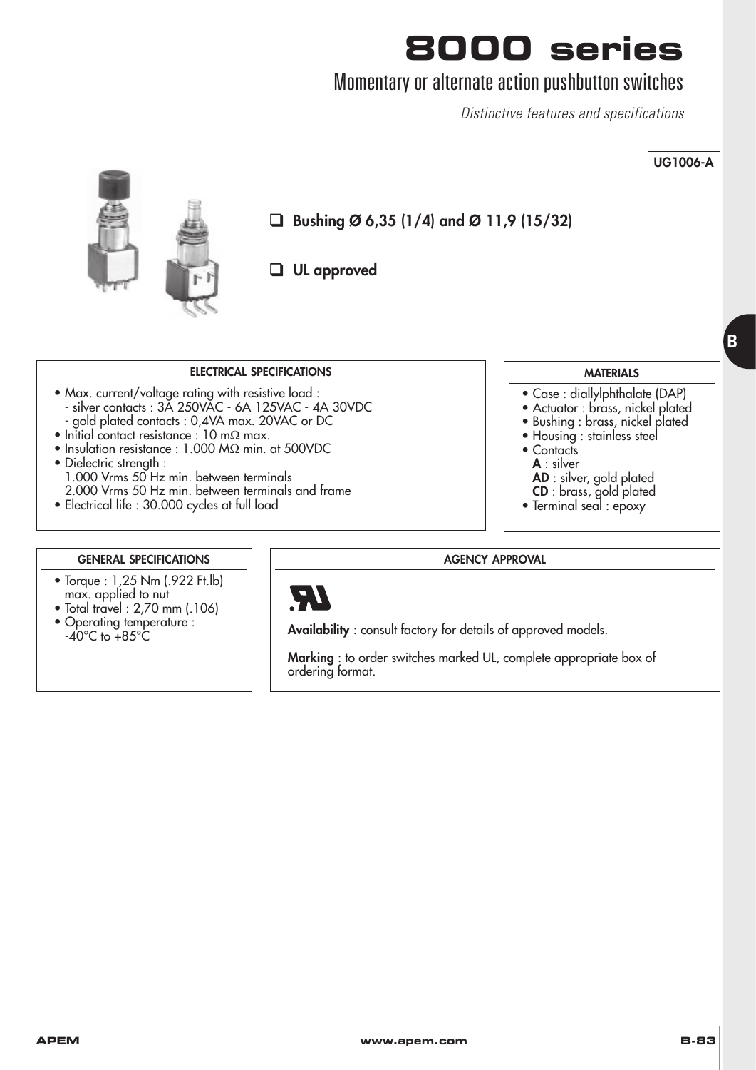# 8000 series

## Momentary or alternate action pushbutton switches

*Distinctive features and specifications*

UG1006-A

- **Bushing Ø 6,35 (1/4) and Ø 11,9 (15/32)**
- **UL approved**

### ELECTRICAL SPECIFICATIONS

- Max. current/voltage rating with resistive load :
  - silver contacts : 3A 250VAC - 6A 125VAC - 4A 30VDC
  - gold plated contacts : 0,4VA max. 20VAC or DC
- Initial contact resistance : 10 mΩ max.
- Insulation resistance : 1.000 MΩ min. at 500VDC
- Dielectric strength :
  1.000 Vrms 50 Hz min. between terminals
  2.000 Vrms 50 Hz min. between terminals and frame
- Electrical life : 30.000 cycles at full load

### MATERIALS

- Case : diallylphthalate (DAP)
- Actuator : brass, nickel plated
- Bushing : brass, nickel plated
- Housing : stainless steel
- Contacts
  **A** : silver
  **AD** : silver, gold plated
  **CD** : brass, gold plated
- Terminal seal : epoxy

### GENERAL SPECIFICATIONS

- Torque : 1,25 Nm (.922 Ft.lb) max. applied to nut
- Total travel : 2,70 mm (.106)
- Operating temperature : -40°C to +85°C

### AGENCY APPROVAL

**Availability** : consult factory for details of approved models.

**Marking** : to order switches marked UL, complete appropriate box of ordering format.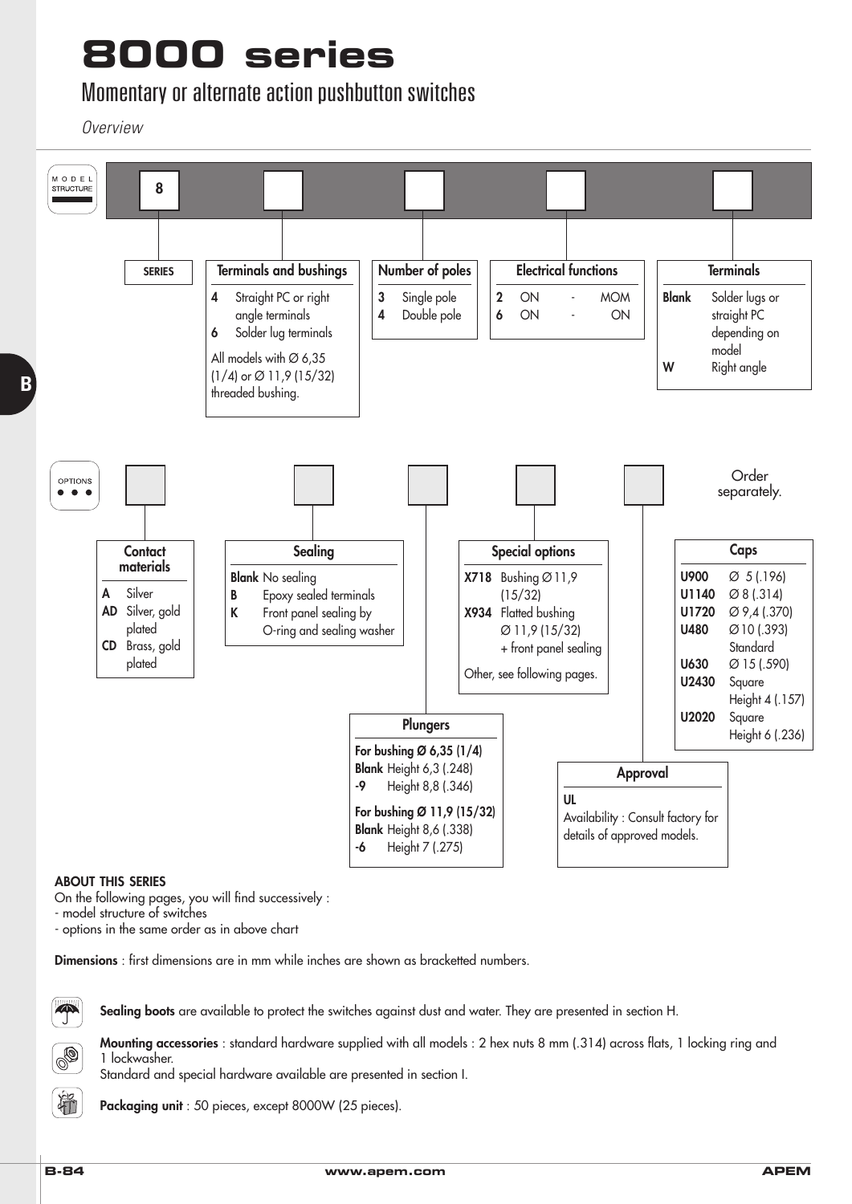# 8000 series

## Momentary or alternate action pushbutton switches

*Overview*

### MODEL STRUCTURE

8 | ☐ | ☐ | ☐ | ☐

**SERIES**

**Terminals and bushings**

| | |
|---|---|
| 4 | Straight PC or right angle terminals |
| 6 | Solder lug terminals |

All models with Ø 6,35 (1/4) or Ø 11,9 (15/32) threaded bushing.

**Number of poles**

| | |
|---|---|
| 3 | Single pole |
| 4 | Double pole |

**Electrical functions**

| | | | |
|---|---|---|---|
| 2 | ON | - | MOM |
| 6 | ON | - | ON |

**Terminals**

| | |
|---|---|
| Blank | Solder lugs or straight PC depending on model |
| W | Right angle |

### OPTIONS

**Contact materials**

| | |
|---|---|
| A | Silver |
| AD | Silver, gold plated |
| CD | Brass, gold plated |

**Sealing**

| | |
|---|---|
| Blank | No sealing |
| B | Epoxy sealed terminals |
| K | Front panel sealing by O-ring and sealing washer |

**Plungers**

For bushing Ø 6,35 (1/4)

| | |
|---|---|
| Blank | Height 6,3 (.248) |
| -9 | Height 8,8 (.346) |

For bushing Ø 11,9 (15/32)

| | |
|---|---|
| Blank | Height 8,6 (.338) |
| -6 | Height 7 (.275) |

**Special options**

| | |
|---|---|
| X718 | Bushing Ø 11,9 (15/32) |
| X934 | Flatted bushing Ø 11,9 (15/32) + front panel sealing |

Other, see following pages.

**Approval**

UL

Availability : Consult factory for details of approved models.

**Caps** (Order separately.)

| | |
|---|---|
| U900 | Ø 5 (.196) |
| U1140 | Ø 8 (.314) |
| U1720 | Ø 9,4 (.370) |
| U480 | Ø 10 (.393) Standard |
| U630 | Ø 15 (.590) |
| U2430 | Square Height 4 (.157) |
| U2020 | Square Height 6 (.236) |

**ABOUT THIS SERIES**

On the following pages, you will find successively :
- model structure of switches
- options in the same order as in above chart

**Dimensions** : first dimensions are in mm while inches are shown as bracketted numbers.

**Sealing boots** are available to protect the switches against dust and water. They are presented in section H.

**Mounting accessories** : standard hardware supplied with all models : 2 hex nuts 8 mm (.314) across flats, 1 locking ring and 1 lockwasher.
Standard and special hardware available are presented in section I.

**Packaging unit** : 50 pieces, except 8000W (25 pieces).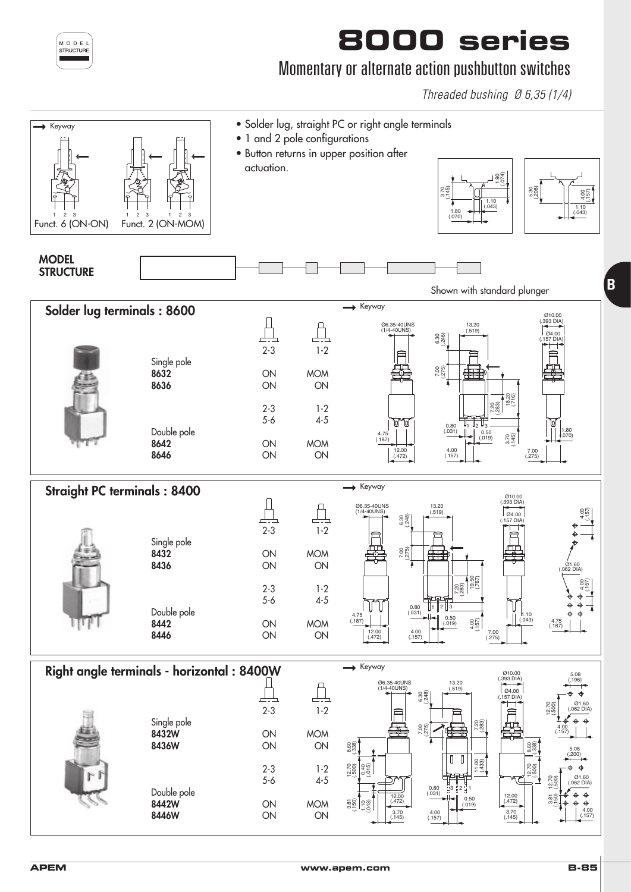# 8000 series

## Momentary or alternate action pushbutton switches

*Threaded bushing Ø 6,35 (1/4)*

→ Keyway

Funct. 6 (ON-ON) Funct. 2 (ON-MOM)

- Solder lug, straight PC or right angle terminals
- 1 and 2 pole configurations
- Button returns in upper position after actuation.

**MODEL STRUCTURE**

Shown with standard plunger

## Solder lug terminals : 8600

| | 2-3 | 1-2 |
|---|---|---|
| Single pole | | |
| **8632** | ON | MOM |
| **8636** | ON | ON |
| | 2-3<br>5-6 | 1-2<br>4-5 |
| Double pole | | |
| **8642** | ON | MOM |
| **8646** | ON | ON |

## Straight PC terminals : 8400

| | 2-3 | 1-2 |
|---|---|---|
| Single pole | | |
| **8432** | ON | MOM |
| **8436** | ON | ON |
| | 2-3<br>5-6 | 1-2<br>4-5 |
| Double pole | | |
| **8442** | ON | MOM |
| **8446** | ON | ON |

## Right angle terminals - horizontal : 8400W

| | 2-3 | 1-2 |
|---|---|---|
| Single pole | | |
| **8432W** | ON | MOM |
| **8436W** | ON | ON |
| | 2-3<br>5-6 | 1-2<br>4-5 |
| Double pole | | |
| **8442W** | ON | MOM |
| **8446W** | ON | ON |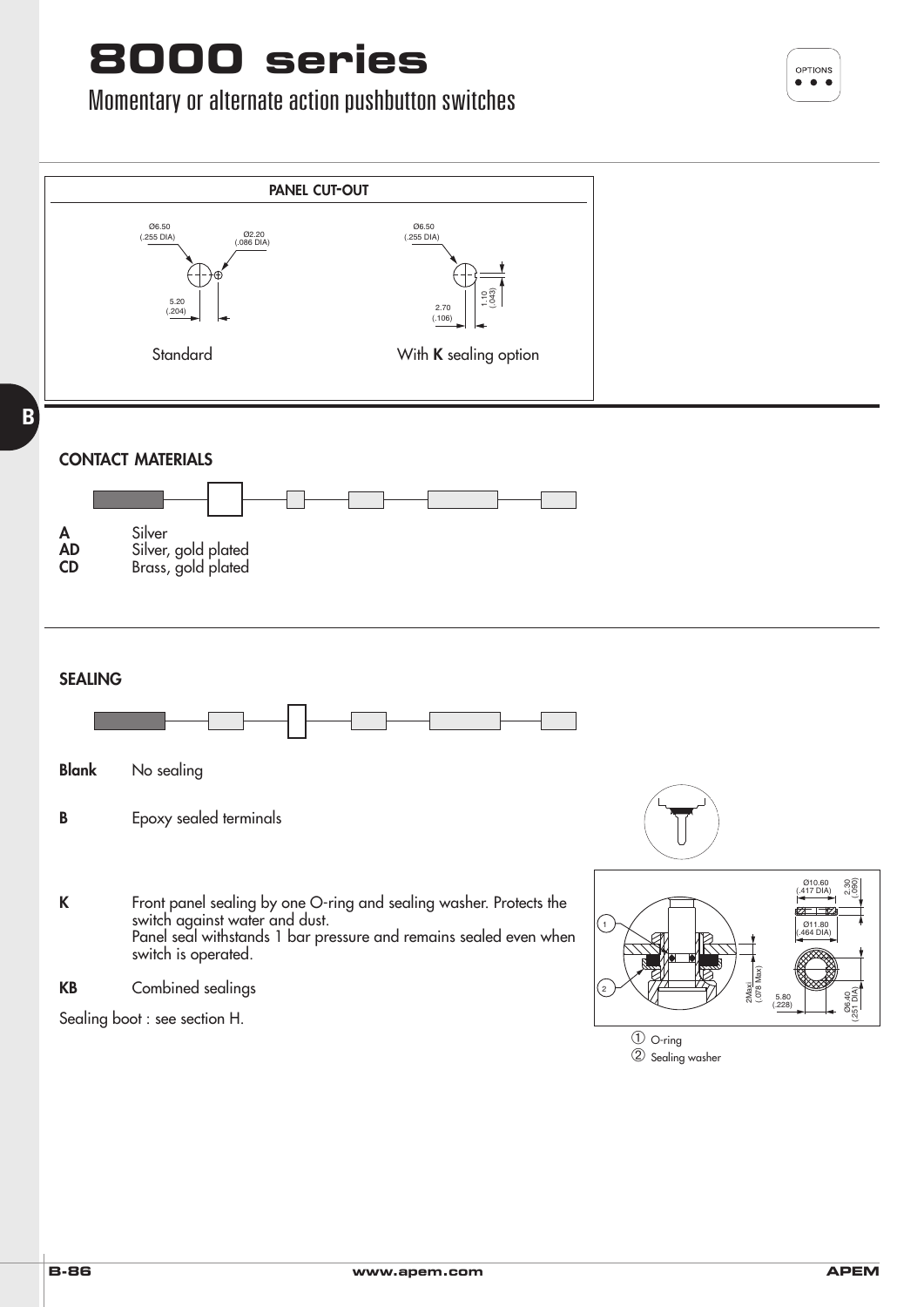# 8000 series

Momentary or alternate action pushbutton switches

OPTIONS

## PANEL CUT-OUT

Ø6.50 (.255 DIA)
Ø2.20 (.086 DIA)
5.20 (.204)

Standard

Ø6.50 (.255 DIA)
1.10 (.043)
2.70 (.106)

With **K** sealing option

## CONTACT MATERIALS

**A** Silver
**AD** Silver, gold plated
**CD** Brass, gold plated

## SEALING

**Blank** No sealing

**B** Epoxy sealed terminals

**K** Front panel sealing by one O-ring and sealing washer. Protects the switch against water and dust.
Panel seal withstands 1 bar pressure and remains sealed even when switch is operated.

**KB** Combined sealings

Sealing boot : see section H.

Ø10.60 (.417 DIA)
2.30 (.090)
Ø11.80 (.464 DIA)
2Maxi (.078 Max)
5.80 (.228)
Ø6.40 (.251 DIA)

① O-ring
② Sealing washer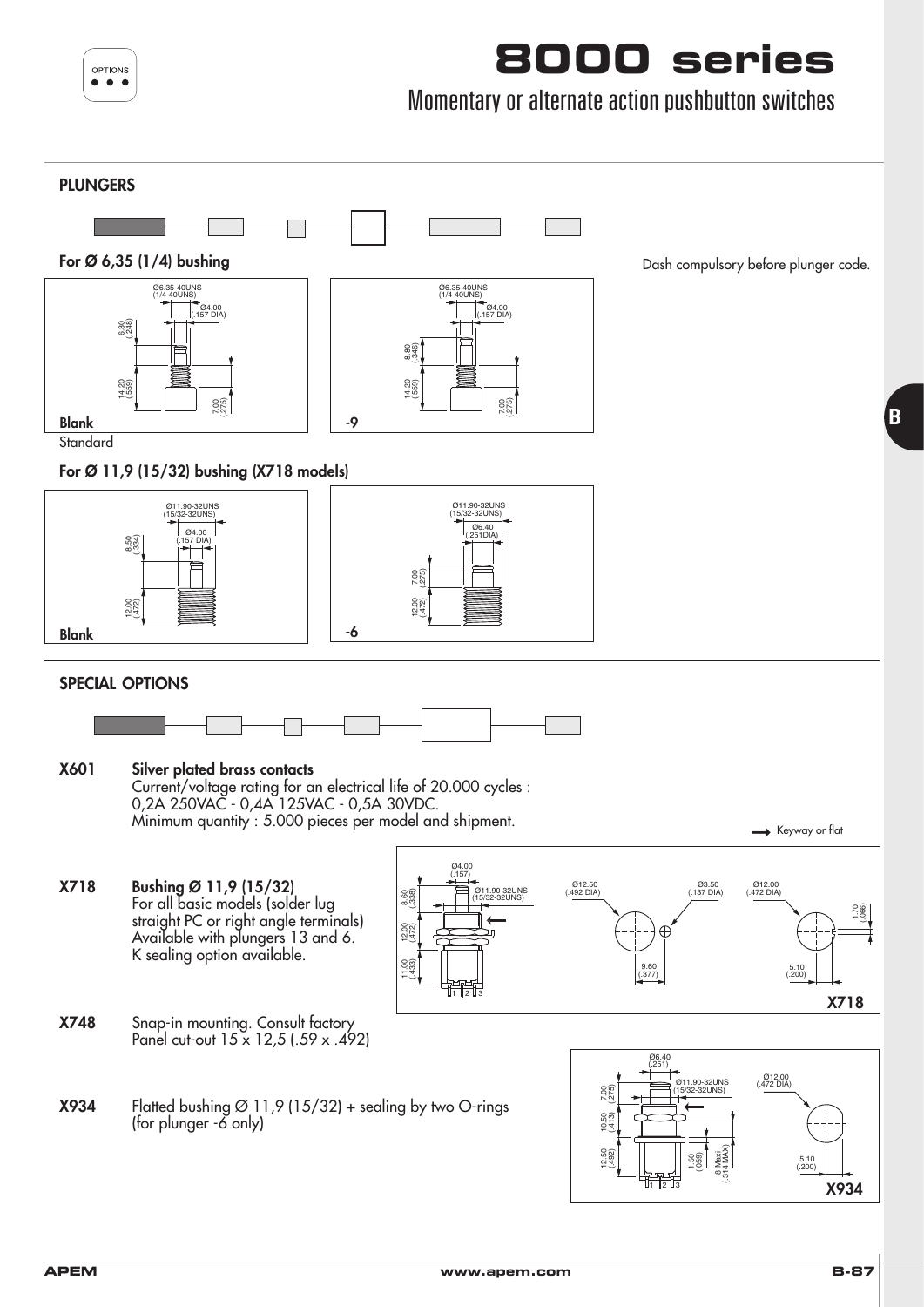# 8000 series

## Momentary or alternate action pushbutton switches

### PLUNGERS

Dash compulsory before plunger code.

**For Ø 6,35 (1/4) bushing**

Ø6.35-40UNS (1/4-40UNS)
Ø4.00 (.157 DIA)
6.30 (.248)
14.20 (.559)
7.00 (.275)

**Blank**
Standard

Ø6.35-40UNS (1/4-40UNS)
Ø4.00 (.157 DIA)
8.80 (.346)
14.20 (.559)
7.00 (.275)

**-9**

**For Ø 11,9 (15/32) bushing (X718 models)**

Ø11.90-32UNS (15/32-32UNS)
Ø4.00 (.157 DIA)
8.50 (.334)
12.00 (.472)

**Blank**

Ø11.90-32UNS (15/32-32UNS)
Ø6.40 (.251DIA)
7.00 (.275)
12.00 (.472)

**-6**

### SPECIAL OPTIONS

**X601** **Silver plated brass contacts**
Current/voltage rating for an electrical life of 20.000 cycles :
0,2A 250VAC - 0,4A 125VAC - 0,5A 30VDC.
Minimum quantity : 5.000 pieces per model and shipment.

→ Keyway or flat

**X718** **Bushing Ø 11,9 (15/32)**
For all basic models (solder lug straight PC or right angle terminals)
Available with plungers 13 and 6.
K sealing option available.

Ø4.00 (.157)
8.60 (.338)
Ø11.90-32UNS (15/32-32UNS)
12.00 (.472)
11.00 (.433)
Ø12.50 (.492 DIA)
Ø3.50 (.137 DIA)
9.60 (.377)
Ø12.00 (.472 DIA)
1.70 (.066)
5.10 (.200)

**X718**

**X748** Snap-in mounting. Consult factory
Panel cut-out 15 x 12,5 (.59 x .492)

**X934** Flatted bushing Ø 11,9 (15/32) + sealing by two O-rings (for plunger -6 only)

Ø6.40 (.251)
7.00 (.275)
Ø11.90-32UNS (15/32-32UNS)
10.50 (.413)
12.50 (.492)
1.50 (.059)
8 Maxi (.314 MAX)
Ø12.00 (.472 DIA)
5.10 (.200)

**X934**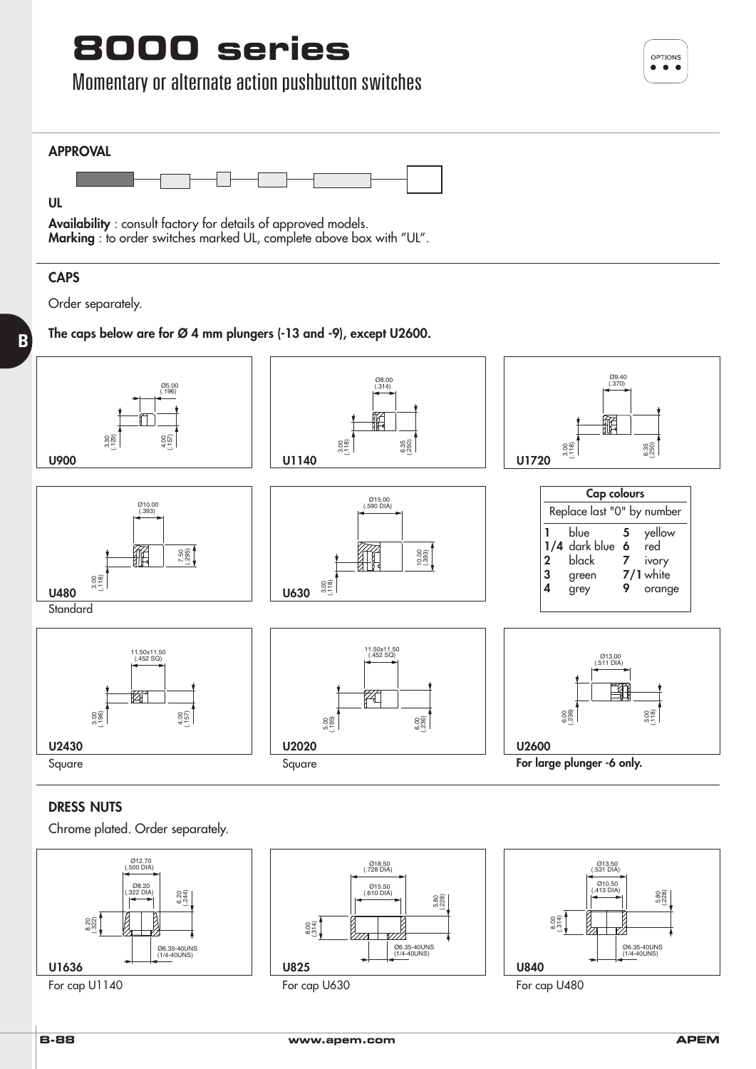# 8000 series

Momentary or alternate action pushbutton switches

OPTIONS

## APPROVAL

### UL

**Availability** : consult factory for details of approved models.
**Marking** : to order switches marked UL, complete above box with "UL".

## CAPS

Order separately.

**The caps below are for Ø 4 mm plungers (-13 and -9), except U2600.**

**U900**
Ø5.00 (.196)
3.30 (.129)
4.00 (.157)

**U1140**
Ø8.00 (.314)
3.00 (.118)
6.35 (.250)

**U1720**
Ø9.40 (.370)
3.00 (.118)
6.35 (.250)

**U480**
Standard
Ø10.00 (.393)
3.00 (.118)
7.50 (.295)

**U630**
Ø15.00 (.590 DIA)
3.00 (.118)
10.00 (.393)

**Cap colours**

Replace last "0" by number

| | | | |
|---|---|---|---|
| 1 | blue | 5 | yellow |
| 1/4 | dark blue | 6 | red |
| 2 | black | 7 | ivory |
| 3 | green | 7/1 | white |
| 4 | grey | 9 | orange |

**U2430**
Square
11.50x11.50 (.452 SQ)
3.00 (.196)
4.00 (.157)

**U2020**
Square
11.50x11.50 (.452 SQ)
5.00 (.195)
6.00 (.236)

**U2600**
**For large plunger -6 only.**
Ø13.00 (.511 DIA)
6.00 (.236)
3.00 (.118)

## DRESS NUTS

Chrome plated. Order separately.

**U1636**
For cap U1140
Ø12.70 (.500 DIA)
Ø8.20 (.322 DIA)
6.20 (.244)
8.20 (.322)
Ø6.35-40UNS (1/4-40UNS)

**U825**
For cap U630
Ø18.50 (.728 DIA)
Ø15.50 (.610 DIA)
5.80 (.228)
8.00 (.314)
Ø6.35-40UNS (1/4-40UNS)

**U840**
For cap U480
Ø13.50 (.531 DIA)
Ø10.50 (.413 DIA)
5.80 (.228)
8.00 (.314)
Ø6.35-40UNS (1/4-40UNS)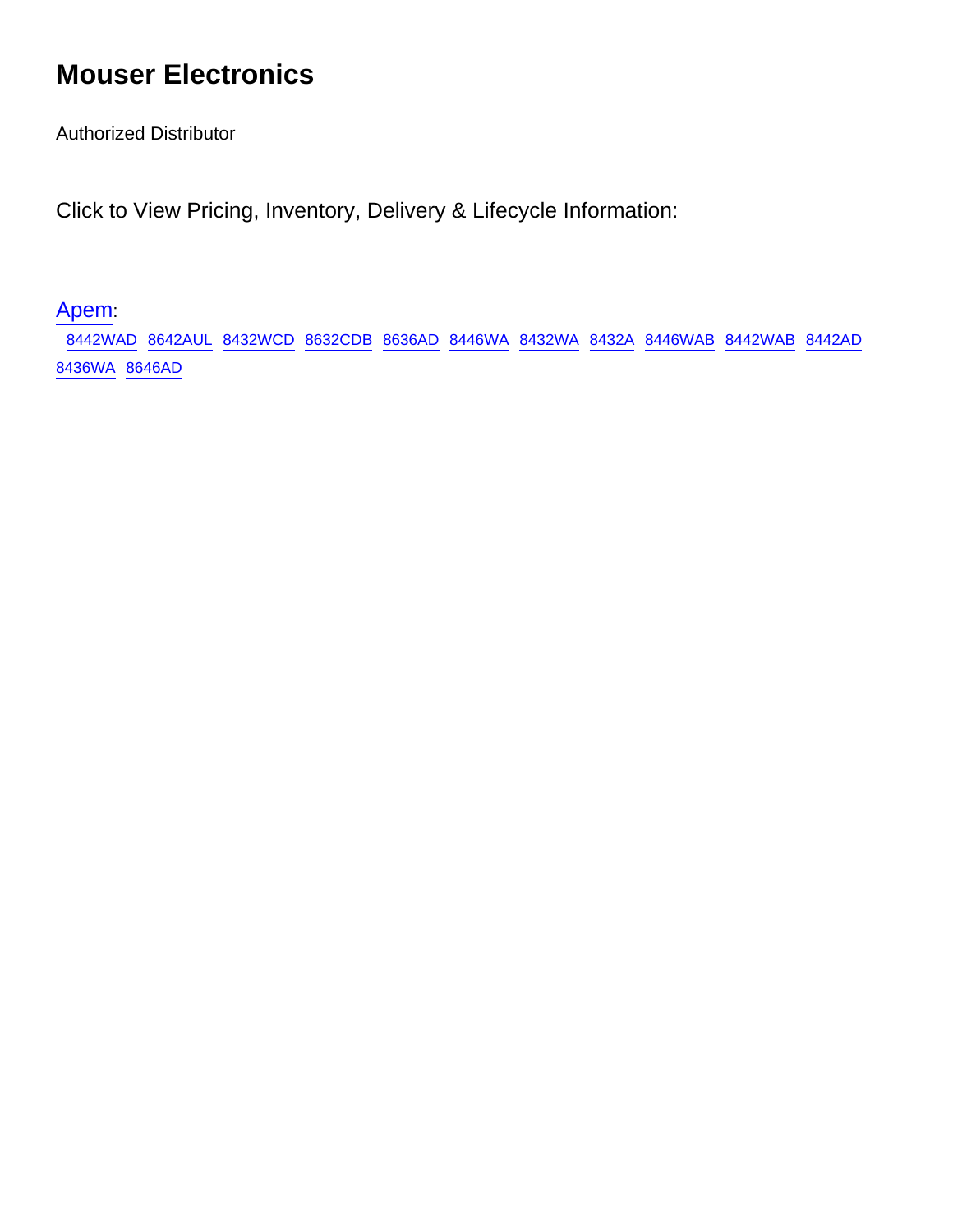# Mouser Electronics

Authorized Distributor

Click to View Pricing, Inventory, Delivery & Lifecycle Information:

Apem:

8442WAD 8642AUL 8432WCD 8632CDB 8636AD 8446WA 8432WA 8432A 8446WAB 8442WAB 8442AD 8436WA 8646AD